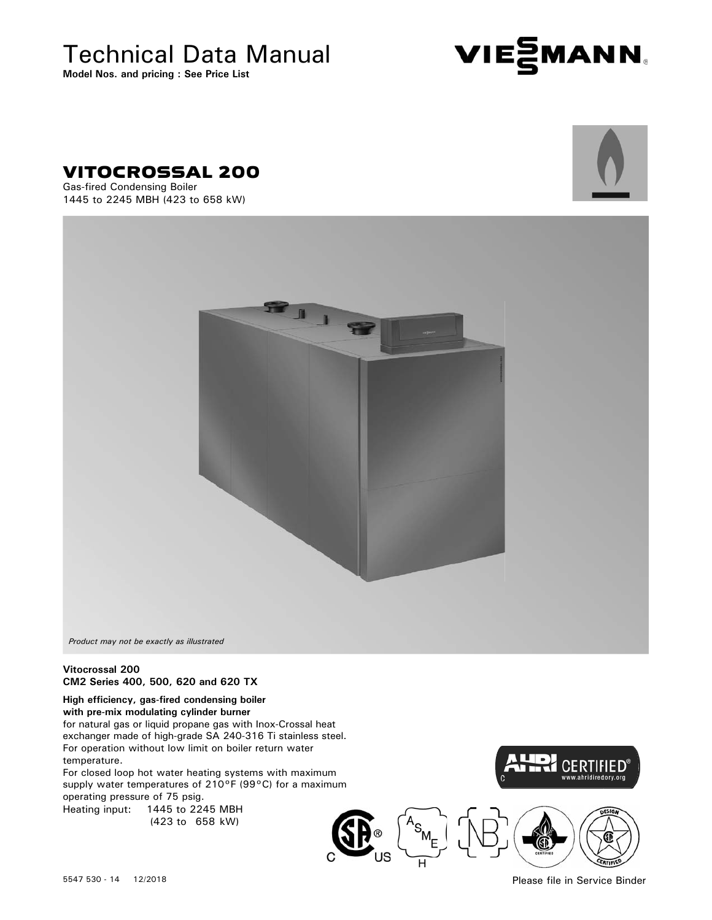# Technical Data Manual

**Model Nos. and pricing : See Price List**

VIESMANN

## VITOCROSSAL 200

Gas-fired Condensing Boiler
1445 to 2245 MBH (423 to 658 kW)

*Product may not be exactly as illustrated*

**Vitocrossal 200**
**CM2 Series 400, 500, 620 and 620 TX**

**High efficiency, gas-fired condensing boiler with pre-mix modulating cylinder burner**
for natural gas or liquid propane gas with Inox-Crossal heat exchanger made of high-grade SA 240-316 Ti stainless steel.
For operation without low limit on boiler return water temperature.
For closed loop hot water heating systems with maximum supply water temperatures of 210°F (99°C) for a maximum operating pressure of 75 psig.

Heating input: 1445 to 2245 MBH
(423 to 658 kW)

AHRI CERTIFIED® www.ahridiredory.org

5547 530 - 14 12/2018

Please file in Service Binder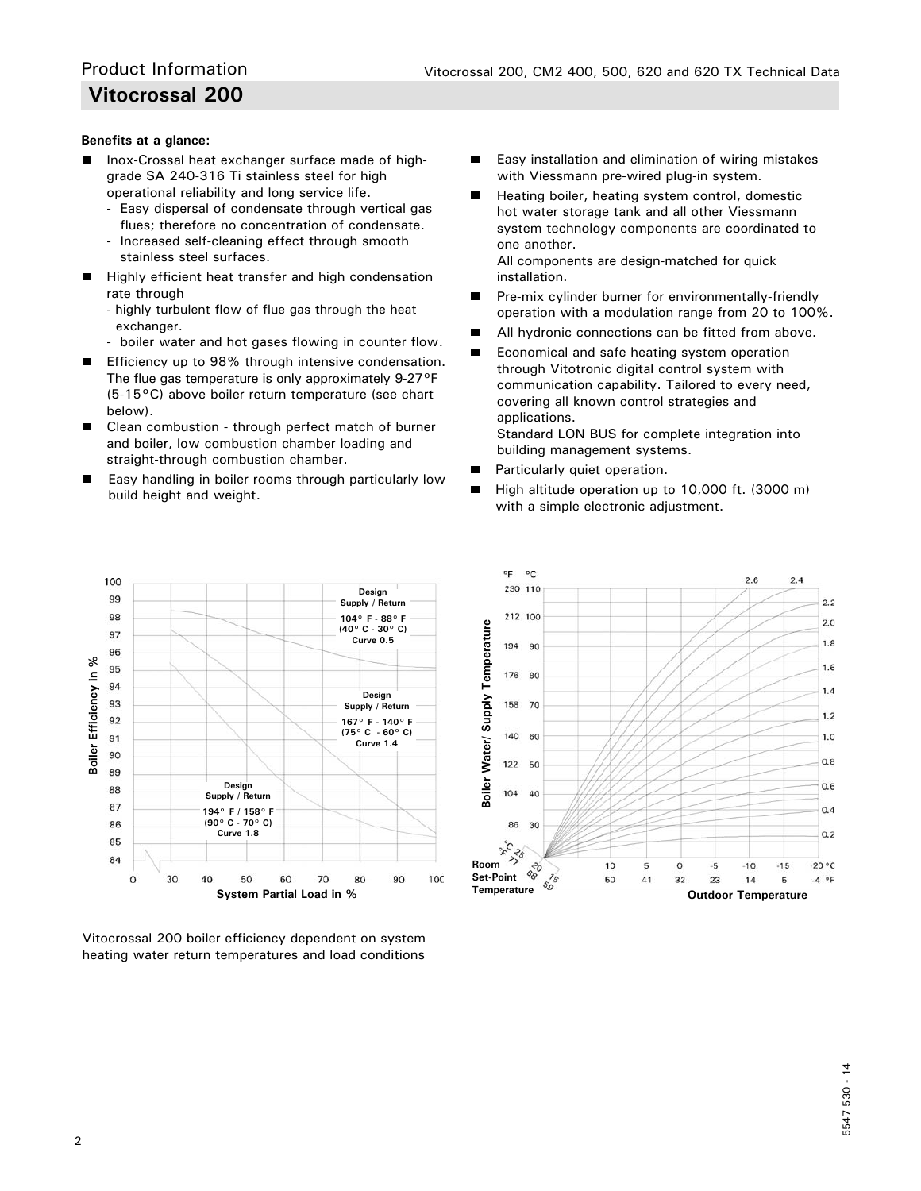## Product Information

## Vitocrossal 200

**Benefits at a glance:**

- Inox-Crossal heat exchanger surface made of high-grade SA 240-316 Ti stainless steel for high operational reliability and long service life.
  - Easy dispersal of condensate through vertical gas flues; therefore no concentration of condensate.
  - Increased self-cleaning effect through smooth stainless steel surfaces.
- Highly efficient heat transfer and high condensation rate through
  - highly turbulent flow of flue gas through the heat exchanger.
  - boiler water and hot gases flowing in counter flow.
- Efficiency up to 98% through intensive condensation. The flue gas temperature is only approximately 9-27°F (5-15°C) above boiler return temperature (see chart below).
- Clean combustion - through perfect match of burner and boiler, low combustion chamber loading and straight-through combustion chamber.
- Easy handling in boiler rooms through particularly low build height and weight.
- Easy installation and elimination of wiring mistakes with Viessmann pre-wired plug-in system.
- Heating boiler, heating system control, domestic hot water storage tank and all other Viessmann system technology components are coordinated to one another.
  All components are design-matched for quick installation.
- Pre-mix cylinder burner for environmentally-friendly operation with a modulation range from 20 to 100%.
- All hydronic connections can be fitted from above.
- Economical and safe heating system operation through Vitotronic digital control system with communication capability. Tailored to every need, covering all known control strategies and applications.
  Standard LON BUS for complete integration into building management systems.
- Particularly quiet operation.
- High altitude operation up to 10,000 ft. (3000 m) with a simple electronic adjustment.

Vitocrossal 200 boiler efficiency dependent on system heating water return temperatures and load conditions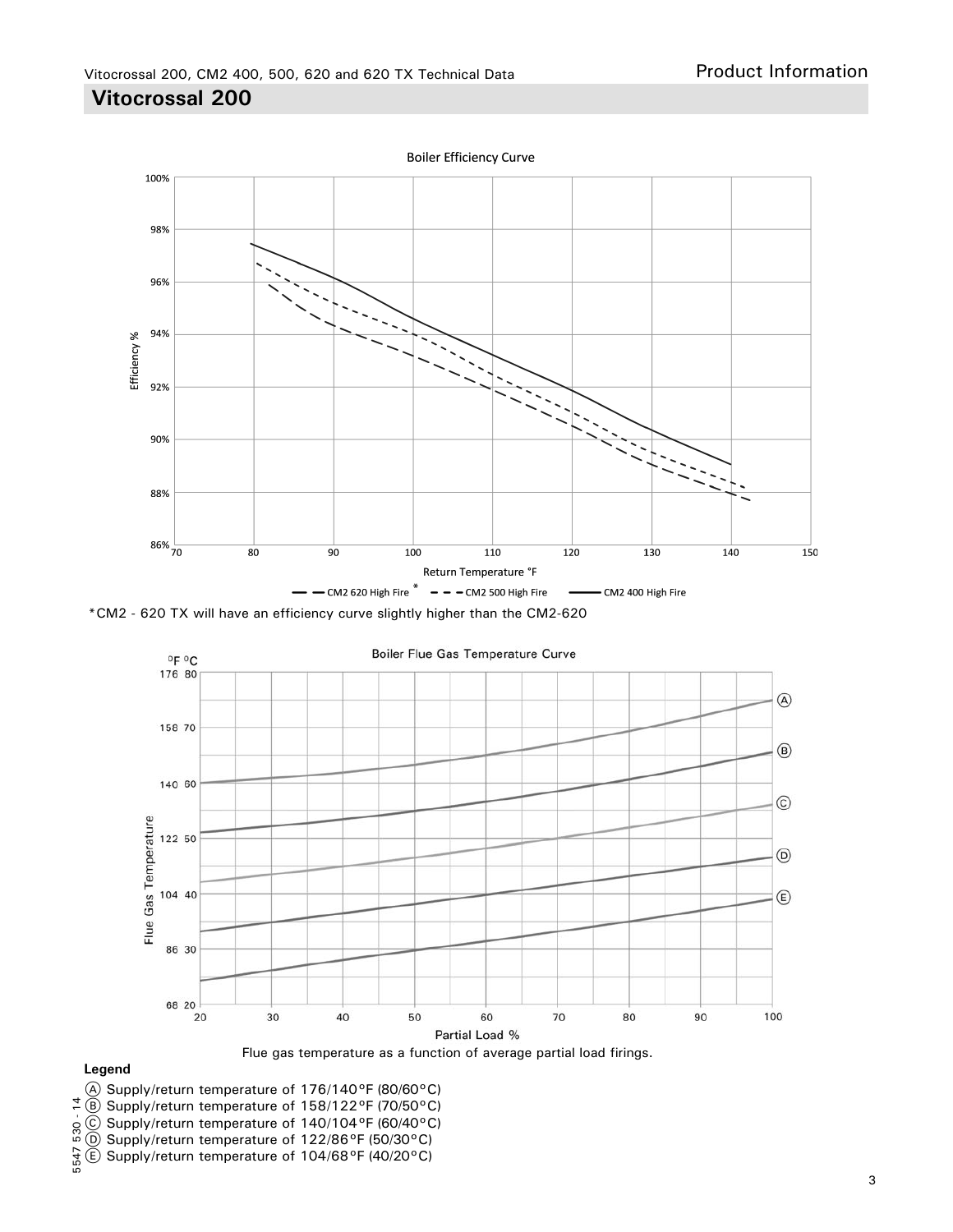## Vitocrossal 200

**Boiler Efficiency Curve**

Efficiency % vs. Return Temperature °F

— — CM2 620 High Fire * - - - CM2 500 High Fire —— CM2 400 High Fire

*CM2 - 620 TX will have an efficiency curve slightly higher than the CM2-620

**Boiler Flue Gas Temperature Curve**

Flue Gas Temperature (°F °C) vs. Partial Load %

Flue gas temperature as a function of average partial load firings.

**Legend**

Ⓐ Supply/return temperature of 176/140°F (80/60°C)
Ⓑ Supply/return temperature of 158/122°F (70/50°C)
Ⓒ Supply/return temperature of 140/104°F (60/40°C)
Ⓓ Supply/return temperature of 122/86°F (50/30°C)
Ⓔ Supply/return temperature of 104/68°F (40/20°C)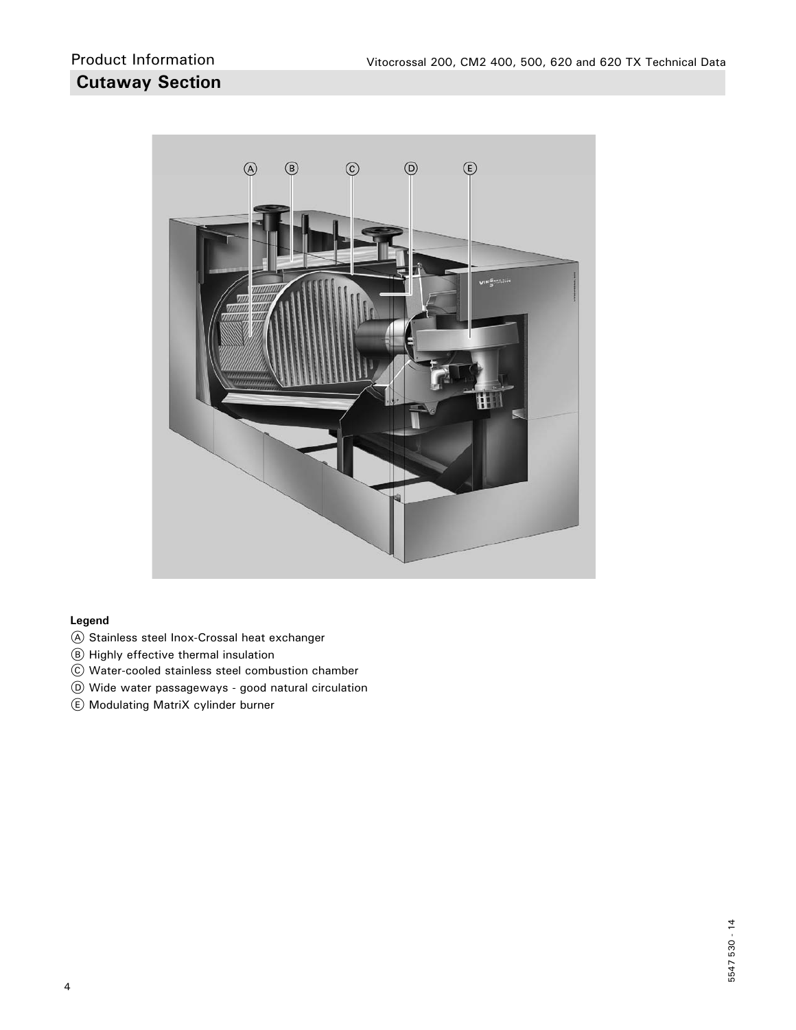## Cutaway Section

**Legend**

Ⓐ Stainless steel Inox-Crossal heat exchanger
Ⓑ Highly effective thermal insulation
Ⓒ Water-cooled stainless steel combustion chamber
Ⓓ Wide water passageways - good natural circulation
Ⓔ Modulating MatriX cylinder burner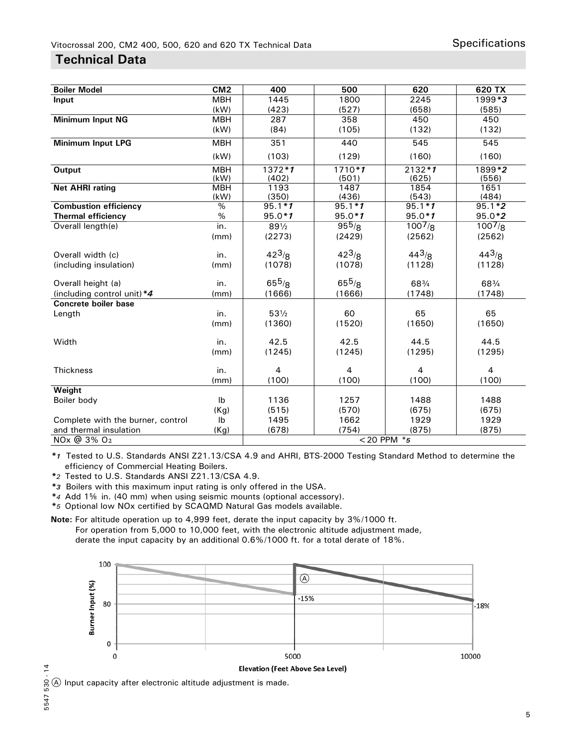## Technical Data

| Boiler Model | CM2 | 400 | 500 | 620 | 620 TX |
|---|---|---|---|---|---|
| **Input** | MBH | 1445 | 1800 | 2245 | 1999*3 |
| | (kW) | (423) | (527) | (658) | (585) |
| **Minimum Input NG** | MBH | 287 | 358 | 450 | 450 |
| | (kW) | (84) | (105) | (132) | (132) |
| **Minimum Input LPG** | MBH | 351 | 440 | 545 | 545 |
| | (kW) | (103) | (129) | (160) | (160) |
| **Output** | MBH | 1372*1 | 1710*1 | 2132*1 | 1899*2 |
| | (kW) | (402) | (501) | (625) | (556) |
| **Net AHRI rating** | MBH | 1193 | 1487 | 1854 | 1651 |
| | (kW) | (350) | (436) | (543) | (484) |
| **Combustion efficiency** | % | 95.1*1 | 95.1*1 | 95.1*1 | 95.1*2 |
| **Thermal efficiency** | % | 95.0*1 | 95.0*1 | 95.0*1 | 95.0*2 |
| Overall length(e) | in. | 89½ | 95⁵⁄₈ | 100⁷⁄₈ | 100⁷⁄₈ |
| | (mm) | (2273) | (2429) | (2562) | (2562) |
| Overall width (c) | in. | 42³⁄₈ | 42³⁄₈ | 44³⁄₈ | 44³⁄₈ |
| (including insulation) | (mm) | (1078) | (1078) | (1128) | (1128) |
| Overall height (a) | in. | 65⁵⁄₈ | 65⁵⁄₈ | 68¾ | 68¾ |
| (including control unit)*4 | (mm) | (1666) | (1666) | (1748) | (1748) |
| **Concrete boiler base** | | | | | |
| Length | in. | 53½ | 60 | 65 | 65 |
| | (mm) | (1360) | (1520) | (1650) | (1650) |
| Width | in. | 42.5 | 42.5 | 44.5 | 44.5 |
| | (mm) | (1245) | (1245) | (1295) | (1295) |
| Thickness | in. | 4 | 4 | 4 | 4 |
| | (mm) | (100) | (100) | (100) | (100) |
| **Weight** | | | | | |
| Boiler body | lb | 1136 | 1257 | 1488 | 1488 |
| | (Kg) | (515) | (570) | (675) | (675) |
| Complete with the burner, control | lb | 1495 | 1662 | 1929 | 1929 |
| and thermal insulation | (Kg) | (678) | (754) | (875) | (875) |
| NOx @ 3% $O_2$ | | < 20 PPM *5 | | | |

*1 Tested to U.S. Standards ANSI Z21.13/CSA 4.9 and AHRI, BTS-2000 Testing Standard Method to determine the efficiency of Commercial Heating Boilers.
*2 Tested to U.S. Standards ANSI Z21.13/CSA 4.9.
*3 Boilers with this maximum input rating is only offered in the USA.
*4 Add 1⅝ in. (40 mm) when using seismic mounts (optional accessory).
*5 Optional low NOx certified by SCAQMD Natural Gas models available.

**Note:** For altitude operation up to 4,999 feet, derate the input capacity by 3%/1000 ft.
For operation from 5,000 to 10,000 feet, with the electronic altitude adjustment made, derate the input capacity by an additional 0.6%/1000 ft. for a total derate of 18%.

Burner Input (%) vs. Elevation (Feet Above Sea Level): 100% at 0 ft, -15% at 5000 ft; Ⓐ 100% at 5000 ft, -18% at 10000 ft.

Ⓐ Input capacity after electronic altitude adjustment is made.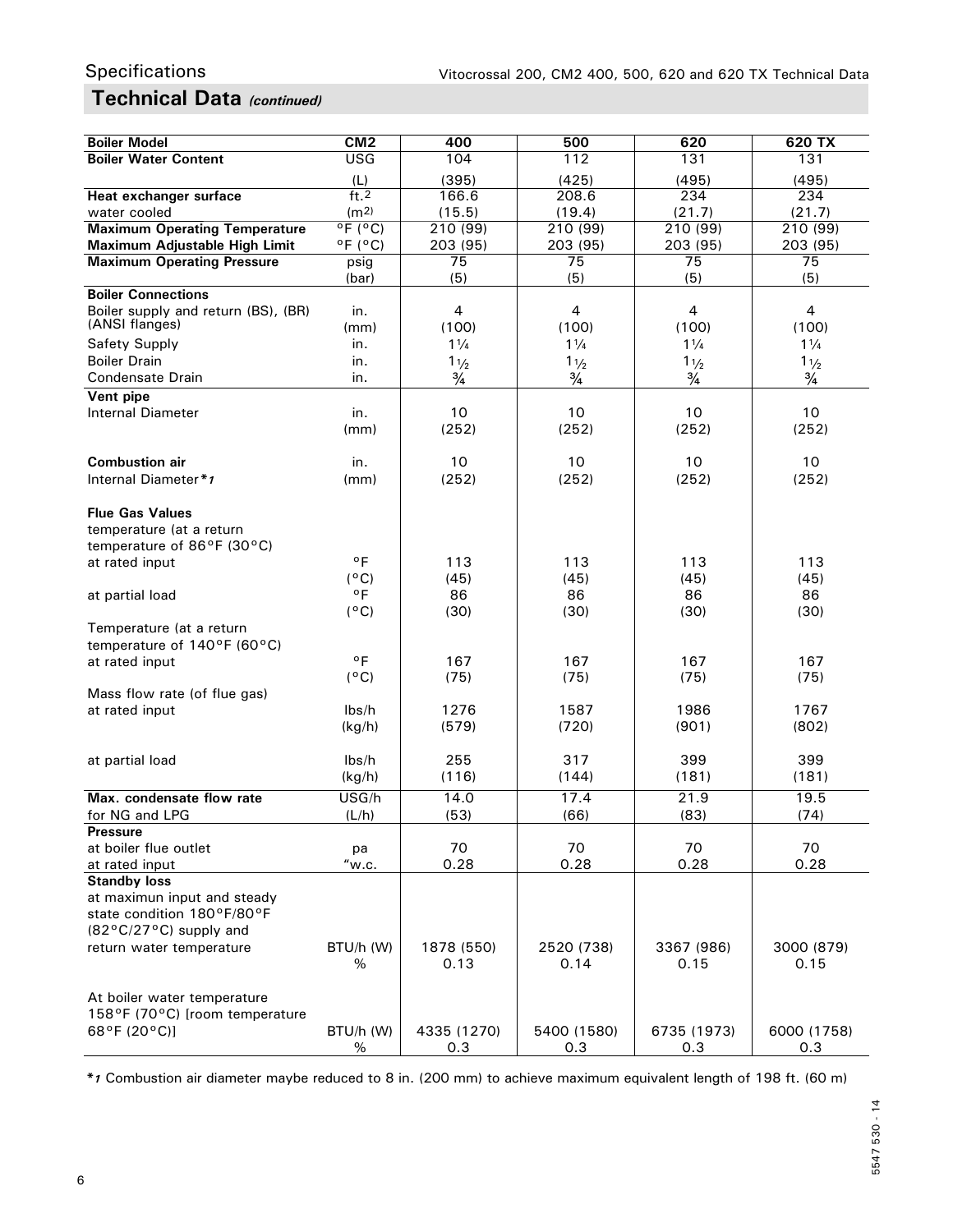## Specifications

# Technical Data *(continued)*

| Boiler Model | CM2 | 400 | 500 | 620 | 620 TX |
|---|---|---|---|---|---|
| **Boiler Water Content** | USG | 104 | 112 | 131 | 131 |
| | (L) | (395) | (425) | (495) | (495) |
| **Heat exchanger surface** | ft.$^2$ | 166.6 | 208.6 | 234 | 234 |
| water cooled | (m$^2$) | (15.5) | (19.4) | (21.7) | (21.7) |
| **Maximum Operating Temperature** | °F (°C) | 210 (99) | 210 (99) | 210 (99) | 210 (99) |
| **Maximum Adjustable High Limit** | °F (°C) | 203 (95) | 203 (95) | 203 (95) | 203 (95) |
| **Maximum Operating Pressure** | psig | 75 | 75 | 75 | 75 |
| | (bar) | (5) | (5) | (5) | (5) |
| **Boiler Connections** | | | | | |
| Boiler supply and return (BS), (BR) (ANSI flanges) | in. | 4 | 4 | 4 | 4 |
| | (mm) | (100) | (100) | (100) | (100) |
| Safety Supply | in. | 1¼ | 1¼ | 1¼ | 1¼ |
| Boiler Drain | in. | 1½ | 1½ | 1½ | 1½ |
| Condensate Drain | in. | ¾ | ¾ | ¾ | ¾ |
| **Vent pipe** | | | | | |
| Internal Diameter | in. | 10 | 10 | 10 | 10 |
| | (mm) | (252) | (252) | (252) | (252) |
| **Combustion air** | in. | 10 | 10 | 10 | 10 |
| Internal Diameter*1 | (mm) | (252) | (252) | (252) | (252) |
| **Flue Gas Values** | | | | | |
| temperature (at a return temperature of 86°F (30°C) | | | | | |
| at rated input | °F | 113 | 113 | 113 | 113 |
| | (°C) | (45) | (45) | (45) | (45) |
| at partial load | °F | 86 | 86 | 86 | 86 |
| | (°C) | (30) | (30) | (30) | (30) |
| Temperature (at a return temperature of 140°F (60°C) | | | | | |
| at rated input | °F | 167 | 167 | 167 | 167 |
| | (°C) | (75) | (75) | (75) | (75) |
| Mass flow rate (of flue gas) | | | | | |
| at rated input | lbs/h | 1276 | 1587 | 1986 | 1767 |
| | (kg/h) | (579) | (720) | (901) | (802) |
| at partial load | lbs/h | 255 | 317 | 399 | 399 |
| | (kg/h) | (116) | (144) | (181) | (181) |
| **Max. condensate flow rate** | USG/h | 14.0 | 17.4 | 21.9 | 19.5 |
| for NG and LPG | (L/h) | (53) | (66) | (83) | (74) |
| **Pressure** | | | | | |
| at boiler flue outlet | pa | 70 | 70 | 70 | 70 |
| at rated input | "w.c. | 0.28 | 0.28 | 0.28 | 0.28 |
| **Standby loss** | | | | | |
| at maximun input and steady state condition 180°F/80°F (82°C/27°C) supply and return water temperature | BTU/h (W) | 1878 (550) | 2520 (738) | 3367 (986) | 3000 (879) |
| | % | 0.13 | 0.14 | 0.15 | 0.15 |
| At boiler water temperature 158°F (70°C) [room temperature 68°F (20°C)] | BTU/h (W) | 4335 (1270) | 5400 (1580) | 6735 (1973) | 6000 (1758) |
| | % | 0.3 | 0.3 | 0.3 | 0.3 |

*1 Combustion air diameter maybe reduced to 8 in. (200 mm) to achieve maximum equivalent length of 198 ft. (60 m)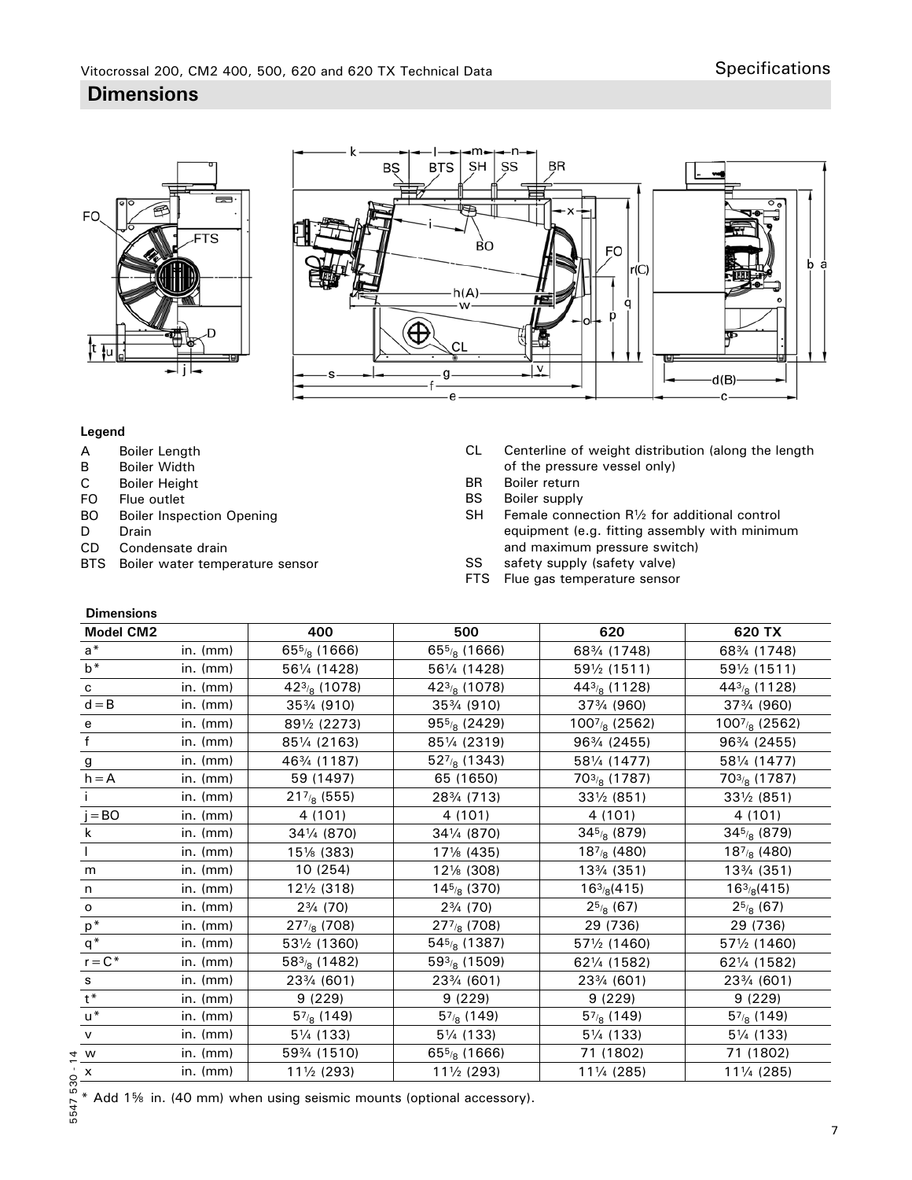## Dimensions

**Legend**

- A Boiler Length
- B Boiler Width
- C Boiler Height
- FO Flue outlet
- BO Boiler Inspection Opening
- D Drain
- CD Condensate drain
- BTS Boiler water temperature sensor
- CL Centerline of weight distribution (along the length of the pressure vessel only)
- BR Boiler return
- BS Boiler supply
- SH Female connection R½ for additional control equipment (e.g. fitting assembly with minimum and maximum pressure switch)
- SS safety supply (safety valve)
- FTS Flue gas temperature sensor

**Dimensions**

| Model CM2 | | 400 | 500 | 620 | 620 TX |
|---|---|---|---|---|---|
| a* | in. (mm) | 65⅝ (1666) | 65⅝ (1666) | 68¾ (1748) | 68¾ (1748) |
| b* | in. (mm) | 56¼ (1428) | 56¼ (1428) | 59½ (1511) | 59½ (1511) |
| c | in. (mm) | 42⅜ (1078) | 42⅜ (1078) | 44⅜ (1128) | 44⅜ (1128) |
| d = B | in. (mm) | 35¾ (910) | 35¾ (910) | 37¾ (960) | 37¾ (960) |
| e | in. (mm) | 89½ (2273) | 95⅝ (2429) | 100⅞ (2562) | 100⅞ (2562) |
| f | in. (mm) | 85¼ (2163) | 85¼ (2319) | 96¾ (2455) | 96¾ (2455) |
| g | in. (mm) | 46¾ (1187) | 52⅞ (1343) | 58¼ (1477) | 58¼ (1477) |
| h = A | in. (mm) | 59 (1497) | 65 (1650) | 70⅜ (1787) | 70⅜ (1787) |
| i | in. (mm) | 21⅞ (555) | 28¾ (713) | 33½ (851) | 33½ (851) |
| j = BO | in. (mm) | 4 (101) | 4 (101) | 4 (101) | 4 (101) |
| k | in. (mm) | 34¼ (870) | 34¼ (870) | 34⅝ (879) | 34⅝ (879) |
| l | in. (mm) | 15⅛ (383) | 17⅛ (435) | 18⅞ (480) | 18⅞ (480) |
| m | in. (mm) | 10 (254) | 12⅛ (308) | 13¾ (351) | 13¾ (351) |
| n | in. (mm) | 12½ (318) | 14⅝ (370) | 16⅜(415) | 16⅜(415) |
| o | in. (mm) | 2¾ (70) | 2¾ (70) | 2⅝ (67) | 2⅝ (67) |
| p* | in. (mm) | 27⅞ (708) | 27⅞ (708) | 29 (736) | 29 (736) |
| q* | in. (mm) | 53½ (1360) | 54⅝ (1387) | 57½ (1460) | 57½ (1460) |
| r = C* | in. (mm) | 58⅜ (1482) | 59⅜ (1509) | 62¼ (1582) | 62¼ (1582) |
| s | in. (mm) | 23¾ (601) | 23¾ (601) | 23¾ (601) | 23¾ (601) |
| t* | in. (mm) | 9 (229) | 9 (229) | 9 (229) | 9 (229) |
| u* | in. (mm) | 5⅞ (149) | 5⅞ (149) | 5⅞ (149) | 5⅞ (149) |
| v | in. (mm) | 5¼ (133) | 5¼ (133) | 5¼ (133) | 5¼ (133) |
| w | in. (mm) | 59¾ (1510) | 65⅝ (1666) | 71 (1802) | 71 (1802) |
| x | in. (mm) | 11½ (293) | 11½ (293) | 11¼ (285) | 11¼ (285) |

\* Add 1⅝ in. (40 mm) when using seismic mounts (optional accessory).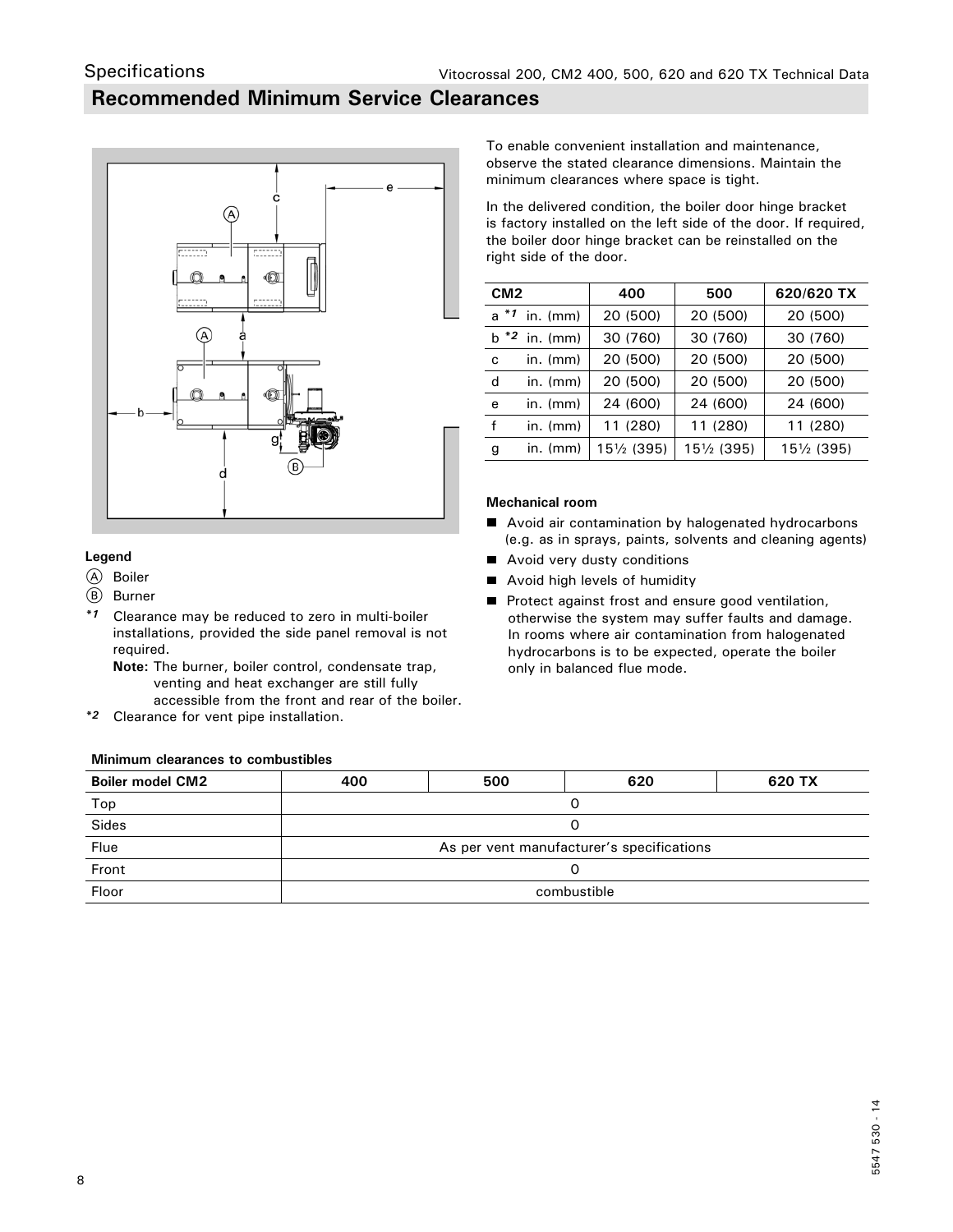## Specifications

## Recommended Minimum Service Clearances

**Legend**

(A) Boiler

(B) Burner

*1 Clearance may be reduced to zero in multi-boiler installations, provided the side panel removal is not required.

**Note:** The burner, boiler control, condensate trap, venting and heat exchanger are still fully accessible from the front and rear of the boiler.

*2 Clearance for vent pipe installation.

To enable convenient installation and maintenance, observe the stated clearance dimensions. Maintain the minimum clearances where space is tight.

In the delivered condition, the boiler door hinge bracket is factory installed on the left side of the door. If required, the boiler door hinge bracket can be reinstalled on the right side of the door.

| CM2 | | 400 | 500 | 620/620 TX |
|---|---|---|---|---|
| a *1 | in. (mm) | 20 (500) | 20 (500) | 20 (500) |
| b *2 | in. (mm) | 30 (760) | 30 (760) | 30 (760) |
| c | in. (mm) | 20 (500) | 20 (500) | 20 (500) |
| d | in. (mm) | 20 (500) | 20 (500) | 20 (500) |
| e | in. (mm) | 24 (600) | 24 (600) | 24 (600) |
| f | in. (mm) | 11 (280) | 11 (280) | 11 (280) |
| g | in. (mm) | 15½ (395) | 15½ (395) | 15½ (395) |

**Mechanical room**

- Avoid air contamination by halogenated hydrocarbons (e.g. as in sprays, paints, solvents and cleaning agents)
- Avoid very dusty conditions
- Avoid high levels of humidity
- Protect against frost and ensure good ventilation, otherwise the system may suffer faults and damage. In rooms where air contamination from halogenated hydrocarbons is to be expected, operate the boiler only in balanced flue mode.

**Minimum clearances to combustibles**

| Boiler model CM2 | 400 | 500 | 620 | 620 TX |
|---|---|---|---|---|
| Top | 0 | | | |
| Sides | 0 | | | |
| Flue | As per vent manufacturer's specifications | | | |
| Front | 0 | | | |
| Floor | combustible | | | |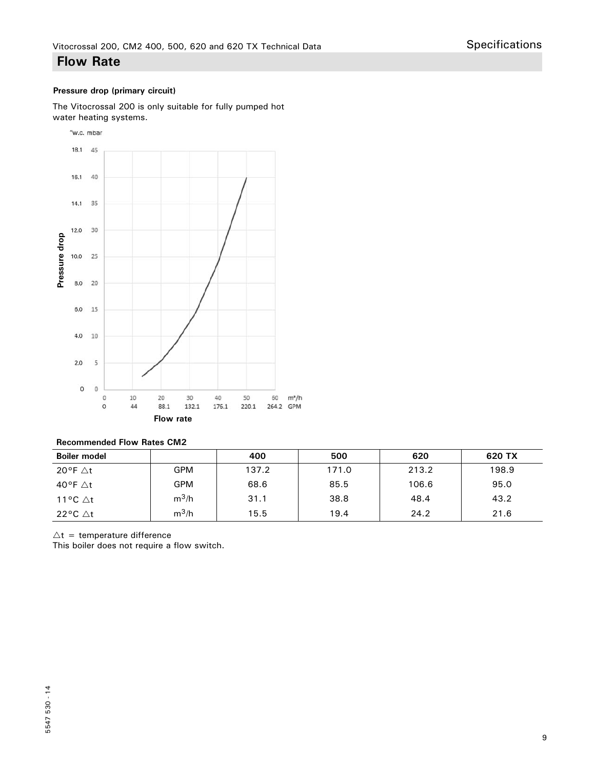## Flow Rate

**Pressure drop (primary circuit)**

The Vitocrossal 200 is only suitable for fully pumped hot water heating systems.

"w.c. mbar

| "w.c. | mbar |
|---|---|
| 18.1 | 45 |
| 16.1 | 40 |
| 14.1 | 35 |
| 12.0 | 30 |
| 10.0 | 25 |
| 8.0 | 20 |
| 6.0 | 15 |
| 4.0 | 10 |
| 2.0 | 5 |
| 0 | 0 |

**Pressure drop**

| m³/h | 0 | 10 | 20 | 30 | 40 | 50 | 60 |
|---|---|---|---|---|---|---|---|
| GPM | 0 | 44 | 88.1 | 132.1 | 176.1 | 220.1 | 264.2 |

**Flow rate**

**Recommended Flow Rates CM2**

| Boiler model | | 400 | 500 | 620 | 620 TX |
|---|---|---|---|---|---|
| 20°F △t | GPM | 137.2 | 171.0 | 213.2 | 198.9 |
| 40°F △t | GPM | 68.6 | 85.5 | 106.6 | 95.0 |
| 11°C △t | $m^3/h$ | 31.1 | 38.8 | 48.4 | 43.2 |
| 22°C △t | $m^3/h$ | 15.5 | 19.4 | 24.2 | 21.6 |

△t = temperature difference
This boiler does not require a flow switch.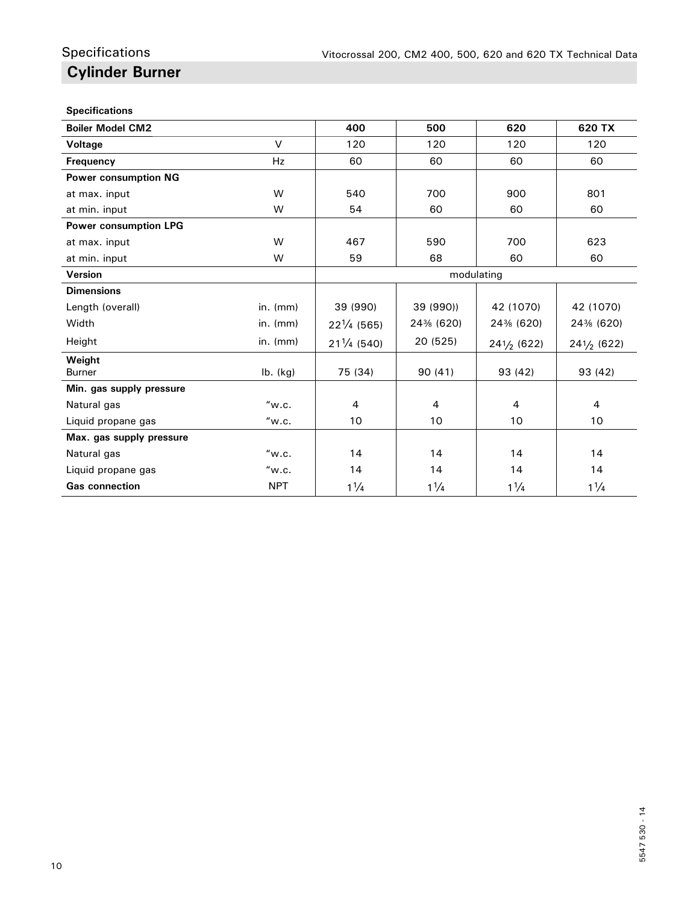## Specifications

# Cylinder Burner

**Specifications**

| **Boiler Model CM2** | | **400** | **500** | **620** | **620 TX** |
|---|---|---|---|---|---|
| **Voltage** | V | 120 | 120 | 120 | 120 |
| **Frequency** | Hz | 60 | 60 | 60 | 60 |
| **Power consumption NG** | | | | | |
| at max. input | W | 540 | 700 | 900 | 801 |
| at min. input | W | 54 | 60 | 60 | 60 |
| **Power consumption LPG** | | | | | |
| at max. input | W | 467 | 590 | 700 | 623 |
| at min. input | W | 59 | 68 | 60 | 60 |
| **Version** | | modulating | | | |
| **Dimensions** | | | | | |
| Length (overall) | in. (mm) | 39 (990) | 39 (990)) | 42 (1070) | 42 (1070) |
| Width | in. (mm) | 22¼ (565) | 24⅜ (620) | 24⅜ (620) | 24⅜ (620) |
| Height | in. (mm) | 21¼ (540) | 20 (525) | 24½ (622) | 24½ (622) |
| **Weight** Burner | lb. (kg) | 75 (34) | 90 (41) | 93 (42) | 93 (42) |
| **Min. gas supply pressure** | | | | | |
| Natural gas | "w.c. | 4 | 4 | 4 | 4 |
| Liquid propane gas | "w.c. | 10 | 10 | 10 | 10 |
| **Max. gas supply pressure** | | | | | |
| Natural gas | "w.c. | 14 | 14 | 14 | 14 |
| Liquid propane gas | "w.c. | 14 | 14 | 14 | 14 |
| **Gas connection** | NPT | 1¼ | 1¼ | 1¼ | 1¼ |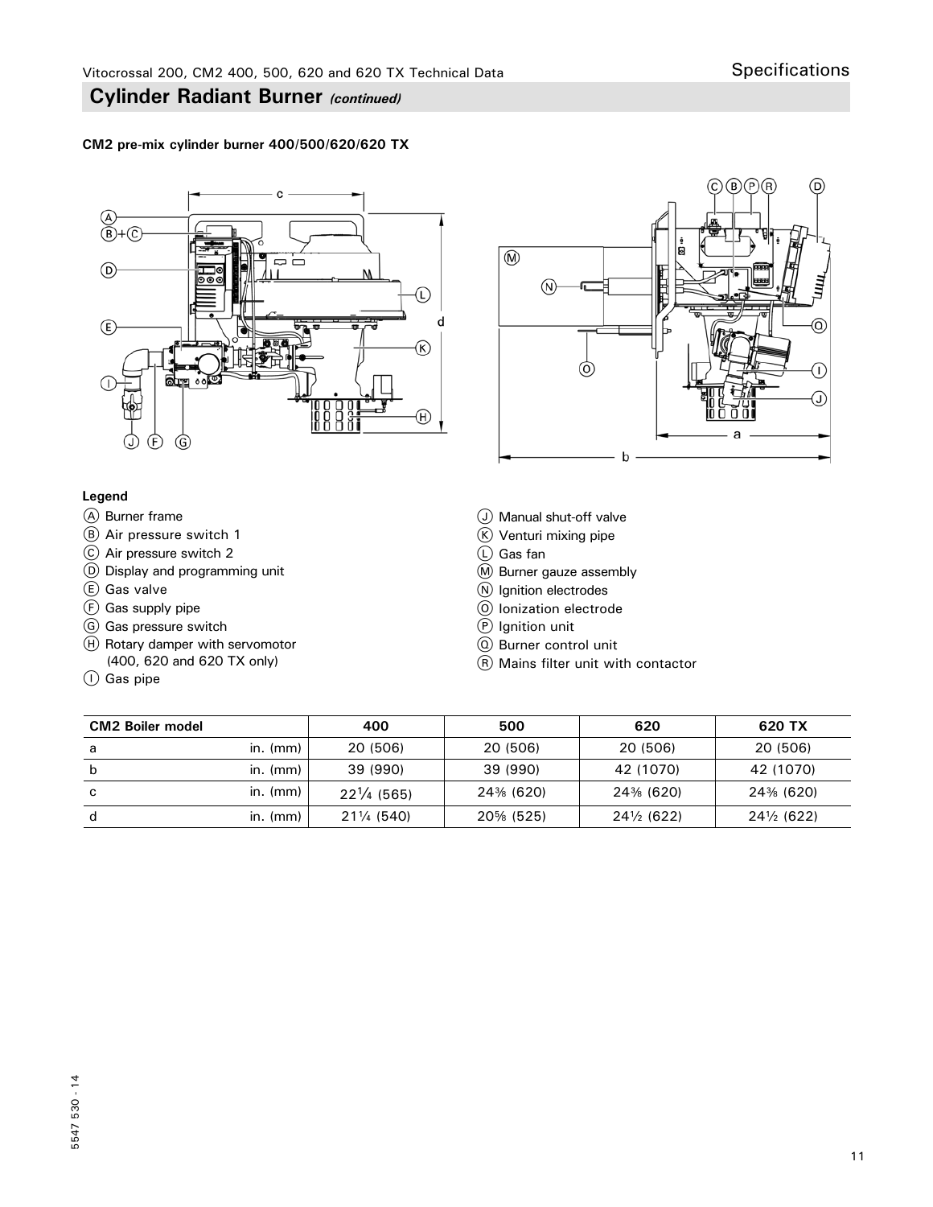## Cylinder Radiant Burner *(continued)*

**CM2 pre-mix cylinder burner 400/500/620/620 TX**

**Legend**

- Ⓐ Burner frame
- Ⓑ Air pressure switch 1
- Ⓒ Air pressure switch 2
- Ⓓ Display and programming unit
- Ⓔ Gas valve
- Ⓕ Gas supply pipe
- Ⓖ Gas pressure switch
- Ⓗ Rotary damper with servomotor (400, 620 and 620 TX only)
- Ⓘ Gas pipe
- Ⓙ Manual shut-off valve
- Ⓚ Venturi mixing pipe
- Ⓛ Gas fan
- Ⓜ Burner gauze assembly
- Ⓝ Ignition electrodes
- Ⓞ Ionization electrode
- Ⓟ Ignition unit
- Ⓠ Burner control unit
- Ⓡ Mains filter unit with contactor

| CM2 Boiler model | | 400 | 500 | 620 | 620 TX |
|---|---|---|---|---|---|
| a | in. (mm) | 20 (506) | 20 (506) | 20 (506) | 20 (506) |
| b | in. (mm) | 39 (990) | 39 (990) | 42 (1070) | 42 (1070) |
| c | in. (mm) | 22¼ (565) | 24⅜ (620) | 24⅜ (620) | 24⅜ (620) |
| d | in. (mm) | 21¼ (540) | 20⅝ (525) | 24½ (622) | 24½ (622) |

5547 530 - 14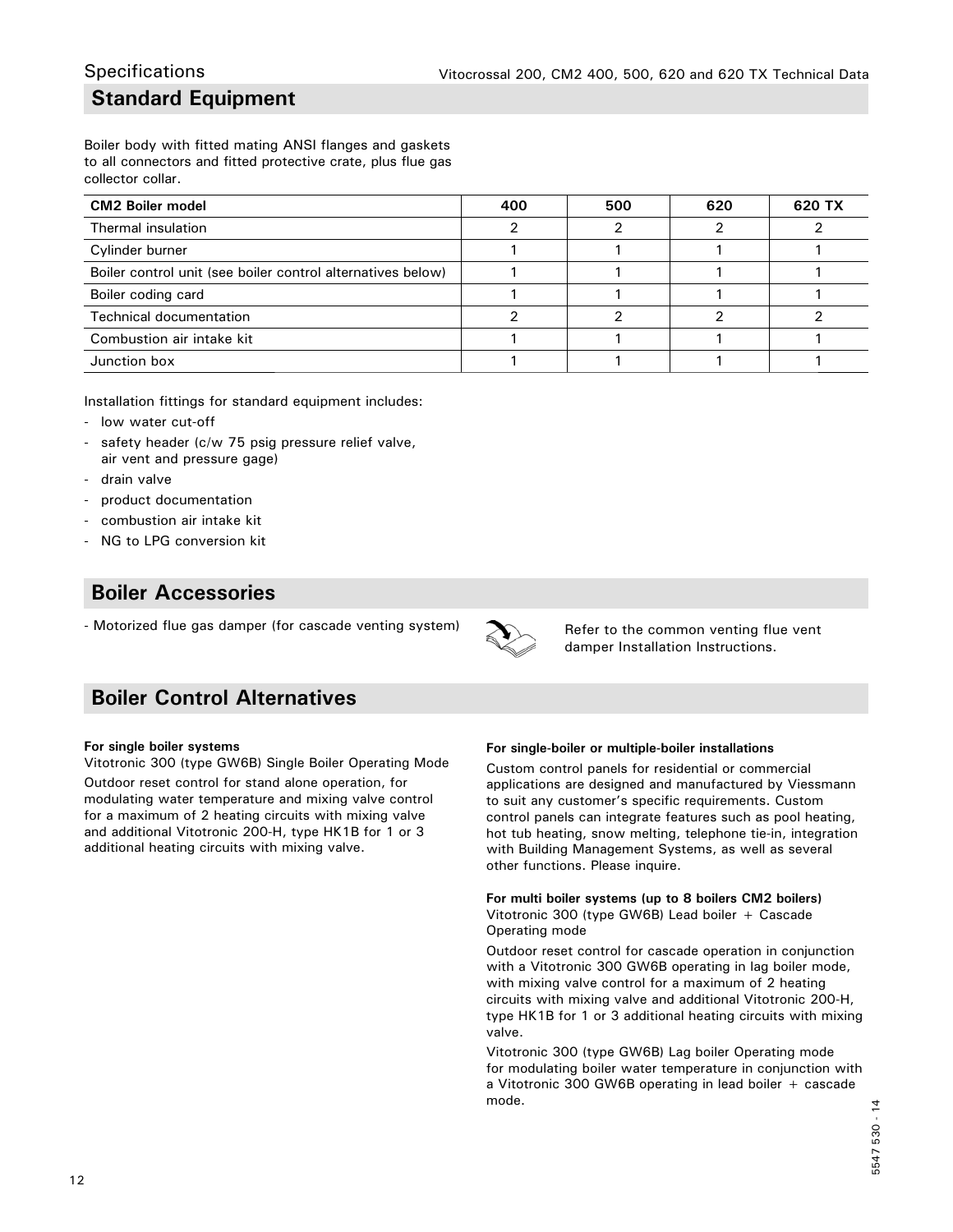## Standard Equipment

Boiler body with fitted mating ANSI flanges and gaskets to all connectors and fitted protective crate, plus flue gas collector collar.

| CM2 Boiler model | 400 | 500 | 620 | 620 TX |
|---|---|---|---|---|
| Thermal insulation | 2 | 2 | 2 | 2 |
| Cylinder burner | 1 | 1 | 1 | 1 |
| Boiler control unit (see boiler control alternatives below) | 1 | 1 | 1 | 1 |
| Boiler coding card | 1 | 1 | 1 | 1 |
| Technical documentation | 2 | 2 | 2 | 2 |
| Combustion air intake kit | 1 | 1 | 1 | 1 |
| Junction box | 1 | 1 | 1 | 1 |

Installation fittings for standard equipment includes:

- low water cut-off
- safety header (c/w 75 psig pressure relief valve, air vent and pressure gage)
- drain valve
- product documentation
- combustion air intake kit
- NG to LPG conversion kit

## Boiler Accessories

- Motorized flue gas damper (for cascade venting system)

Refer to the common venting flue vent damper Installation Instructions.

## Boiler Control Alternatives

**For single boiler systems**
Vitotronic 300 (type GW6B) Single Boiler Operating Mode

Outdoor reset control for stand alone operation, for modulating water temperature and mixing valve control for a maximum of 2 heating circuits with mixing valve and additional Vitotronic 200-H, type HK1B for 1 or 3 additional heating circuits with mixing valve.

**For single-boiler or multiple-boiler installations**

Custom control panels for residential or commercial applications are designed and manufactured by Viessmann to suit any customer's specific requirements. Custom control panels can integrate features such as pool heating, hot tub heating, snow melting, telephone tie-in, integration with Building Management Systems, as well as several other functions. Please inquire.

**For multi boiler systems (up to 8 boilers CM2 boilers)**
Vitotronic 300 (type GW6B) Lead boiler + Cascade Operating mode

Outdoor reset control for cascade operation in conjunction with a Vitotronic 300 GW6B operating in lag boiler mode, with mixing valve control for a maximum of 2 heating circuits with mixing valve and additional Vitotronic 200-H, type HK1B for 1 or 3 additional heating circuits with mixing valve.

Vitotronic 300 (type GW6B) Lag boiler Operating mode for modulating boiler water temperature in conjunction with a Vitotronic 300 GW6B operating in lead boiler + cascade mode.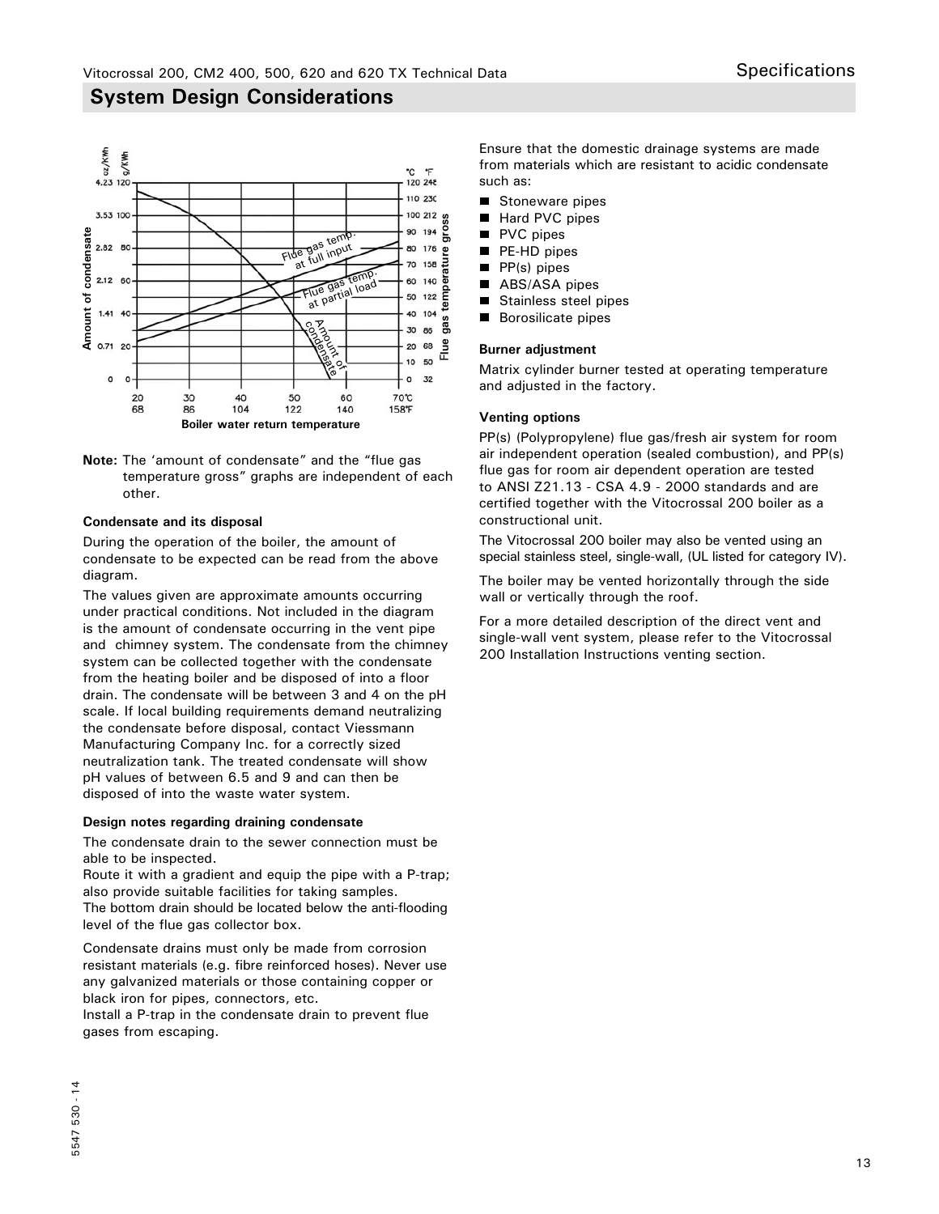## System Design Considerations

**Note:** The 'amount of condensate" and the "flue gas temperature gross" graphs are independent of each other.

**Condensate and its disposal**

During the operation of the boiler, the amount of condensate to be expected can be read from the above diagram.

The values given are approximate amounts occurring under practical conditions. Not included in the diagram is the amount of condensate occurring in the vent pipe and chimney system. The condensate from the chimney system can be collected together with the condensate from the heating boiler and be disposed of into a floor drain. The condensate will be between 3 and 4 on the pH scale. If local building requirements demand neutralizing the condensate before disposal, contact Viessmann Manufacturing Company Inc. for a correctly sized neutralization tank. The treated condensate will show pH values of between 6.5 and 9 and can then be disposed of into the waste water system.

**Design notes regarding draining condensate**

The condensate drain to the sewer connection must be able to be inspected.
Route it with a gradient and equip the pipe with a P-trap; also provide suitable facilities for taking samples.
The bottom drain should be located below the anti-flooding level of the flue gas collector box.

Condensate drains must only be made from corrosion resistant materials (e.g. fibre reinforced hoses). Never use any galvanized materials or those containing copper or black iron for pipes, connectors, etc.
Install a P-trap in the condensate drain to prevent flue gases from escaping.

Ensure that the domestic drainage systems are made from materials which are resistant to acidic condensate such as:

- Stoneware pipes
- Hard PVC pipes
- PVC pipes
- PE-HD pipes
- PP(s) pipes
- ABS/ASA pipes
- Stainless steel pipes
- Borosilicate pipes

**Burner adjustment**

Matrix cylinder burner tested at operating temperature and adjusted in the factory.

**Venting options**

PP(s) (Polypropylene) flue gas/fresh air system for room air independent operation (sealed combustion), and PP(s) flue gas for room air dependent operation are tested to ANSI Z21.13 - CSA 4.9 - 2000 standards and are certified together with the Vitocrossal 200 boiler as a constructional unit.

The Vitocrossal 200 boiler may also be vented using an special stainless steel, single-wall, (UL listed for category IV).

The boiler may be vented horizontally through the side wall or vertically through the roof.

For a more detailed description of the direct vent and single-wall vent system, please refer to the Vitocrossal 200 Installation Instructions venting section.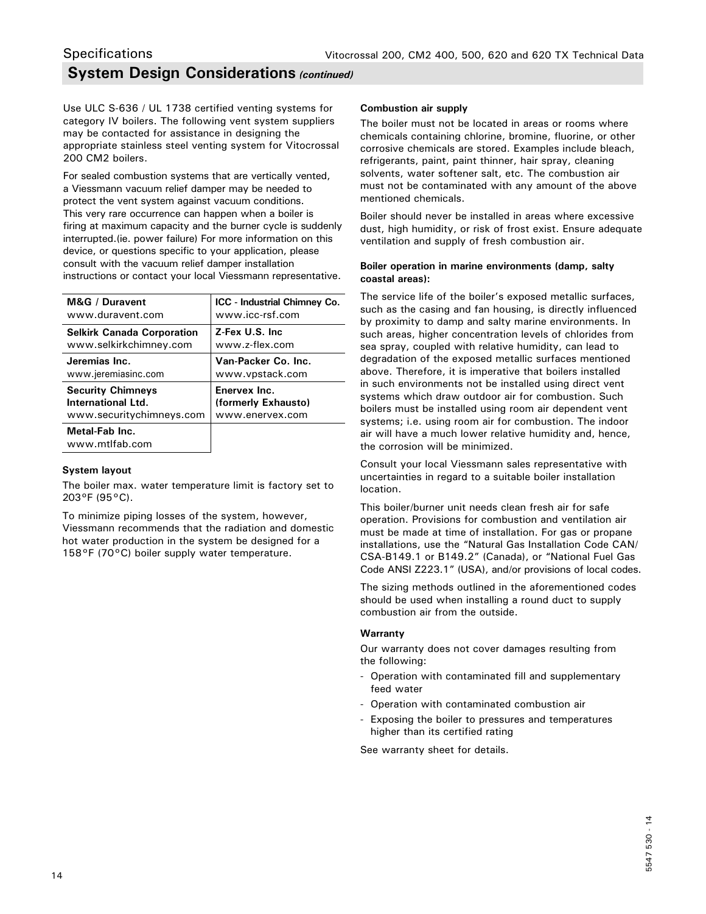## System Design Considerations *(continued)*

Use ULC S-636 / UL 1738 certified venting systems for category IV boilers. The following vent system suppliers may be contacted for assistance in designing the appropriate stainless steel venting system for Vitocrossal 200 CM2 boilers.

For sealed combustion systems that are vertically vented, a Viessmann vacuum relief damper may be needed to protect the vent system against vacuum conditions. This very rare occurrence can happen when a boiler is firing at maximum capacity and the burner cycle is suddenly interrupted.(ie. power failure) For more information on this device, or questions specific to your application, please consult with the vacuum relief damper installation instructions or contact your local Viessmann representative.

| | |
|---|---|
| **M&G / Duravent**<br>www.duravent.com | **ICC - Industrial Chimney Co.**<br>www.icc-rsf.com |
| **Selkirk Canada Corporation**<br>www.selkirkchimney.com | **Z-Fex U.S. Inc**<br>www.z-flex.com |
| **Jeremias Inc.**<br>www.jeremiasinc.com | **Van-Packer Co. Inc.**<br>www.vpstack.com |
| **Security Chimneys International Ltd.**<br>www.securitychimneys.com | **Enervex Inc. (formerly Exhausto)**<br>www.enervex.com |
| **Metal-Fab Inc.**<br>www.mtlfab.com | |

**System layout**

The boiler max. water temperature limit is factory set to 203°F (95°C).

To minimize piping losses of the system, however, Viessmann recommends that the radiation and domestic hot water production in the system be designed for a 158°F (70°C) boiler supply water temperature.

**Combustion air supply**

The boiler must not be located in areas or rooms where chemicals containing chlorine, bromine, fluorine, or other corrosive chemicals are stored. Examples include bleach, refrigerants, paint, paint thinner, hair spray, cleaning solvents, water softener salt, etc. The combustion air must not be contaminated with any amount of the above mentioned chemicals.

Boiler should never be installed in areas where excessive dust, high humidity, or risk of frost exist. Ensure adequate ventilation and supply of fresh combustion air.

**Boiler operation in marine environments (damp, salty coastal areas):**

The service life of the boiler's exposed metallic surfaces, such as the casing and fan housing, is directly influenced by proximity to damp and salty marine environments. In such areas, higher concentration levels of chlorides from sea spray, coupled with relative humidity, can lead to degradation of the exposed metallic surfaces mentioned above. Therefore, it is imperative that boilers installed in such environments not be installed using direct vent systems which draw outdoor air for combustion. Such boilers must be installed using room air dependent vent systems; i.e. using room air for combustion. The indoor air will have a much lower relative humidity and, hence, the corrosion will be minimized.

Consult your local Viessmann sales representative with uncertainties in regard to a suitable boiler installation location.

This boiler/burner unit needs clean fresh air for safe operation. Provisions for combustion and ventilation air must be made at time of installation. For gas or propane installations, use the "Natural Gas Installation Code CAN/CSA-B149.1 or B149.2" (Canada), or "National Fuel Gas Code ANSI Z223.1" (USA), and/or provisions of local codes.

The sizing methods outlined in the aforementioned codes should be used when installing a round duct to supply combustion air from the outside.

**Warranty**

Our warranty does not cover damages resulting from the following:

- Operation with contaminated fill and supplementary feed water
- Operation with contaminated combustion air
- Exposing the boiler to pressures and temperatures higher than its certified rating

See warranty sheet for details.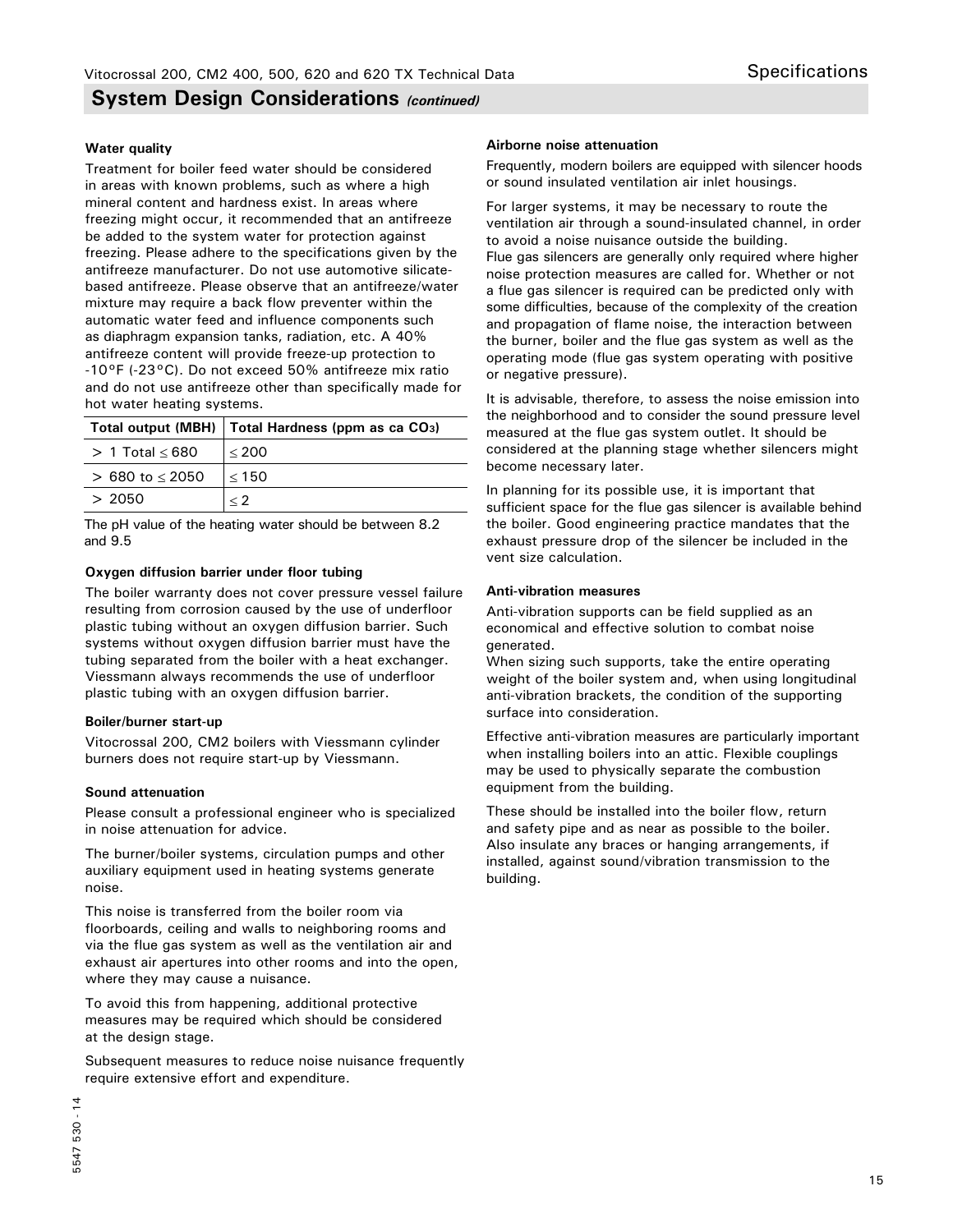## System Design Considerations *(continued)*

**Water quality**

Treatment for boiler feed water should be considered in areas with known problems, such as where a high mineral content and hardness exist. In areas where freezing might occur, it recommended that an antifreeze be added to the system water for protection against freezing. Please adhere to the specifications given by the antifreeze manufacturer. Do not use automotive silicate-based antifreeze. Please observe that an antifreeze/water mixture may require a back flow preventer within the automatic water feed and influence components such as diaphragm expansion tanks, radiation, etc. A 40% antifreeze content will provide freeze-up protection to -10°F (-23°C). Do not exceed 50% antifreeze mix ratio and do not use antifreeze other than specifically made for hot water heating systems.

| Total output (MBH) | Total Hardness (ppm as ca $CO_3$) |
|---|---|
| > 1 Total ≤ 680 | ≤ 200 |
| > 680 to ≤ 2050 | ≤ 150 |
| > 2050 | ≤ 2 |

The pH value of the heating water should be between 8.2 and 9.5

**Oxygen diffusion barrier under floor tubing**

The boiler warranty does not cover pressure vessel failure resulting from corrosion caused by the use of underfloor plastic tubing without an oxygen diffusion barrier. Such systems without oxygen diffusion barrier must have the tubing separated from the boiler with a heat exchanger. Viessmann always recommends the use of underfloor plastic tubing with an oxygen diffusion barrier.

**Boiler/burner start-up**

Vitocrossal 200, CM2 boilers with Viessmann cylinder burners does not require start-up by Viessmann.

**Sound attenuation**

Please consult a professional engineer who is specialized in noise attenuation for advice.

The burner/boiler systems, circulation pumps and other auxiliary equipment used in heating systems generate noise.

This noise is transferred from the boiler room via floorboards, ceiling and walls to neighboring rooms and via the flue gas system as well as the ventilation air and exhaust air apertures into other rooms and into the open, where they may cause a nuisance.

To avoid this from happening, additional protective measures may be required which should be considered at the design stage.

Subsequent measures to reduce noise nuisance frequently require extensive effort and expenditure.

**Airborne noise attenuation**

Frequently, modern boilers are equipped with silencer hoods or sound insulated ventilation air inlet housings.

For larger systems, it may be necessary to route the ventilation air through a sound-insulated channel, in order to avoid a noise nuisance outside the building.
Flue gas silencers are generally only required where higher noise protection measures are called for. Whether or not a flue gas silencer is required can be predicted only with some difficulties, because of the complexity of the creation and propagation of flame noise, the interaction between the burner, boiler and the flue gas system as well as the operating mode (flue gas system operating with positive or negative pressure).

It is advisable, therefore, to assess the noise emission into the neighborhood and to consider the sound pressure level measured at the flue gas system outlet. It should be considered at the planning stage whether silencers might become necessary later.

In planning for its possible use, it is important that sufficient space for the flue gas silencer is available behind the boiler. Good engineering practice mandates that the exhaust pressure drop of the silencer be included in the vent size calculation.

**Anti-vibration measures**

Anti-vibration supports can be field supplied as an economical and effective solution to combat noise generated.
When sizing such supports, take the entire operating weight of the boiler system and, when using longitudinal anti-vibration brackets, the condition of the supporting surface into consideration.

Effective anti-vibration measures are particularly important when installing boilers into an attic. Flexible couplings may be used to physically separate the combustion equipment from the building.

These should be installed into the boiler flow, return and safety pipe and as near as possible to the boiler. Also insulate any braces or hanging arrangements, if installed, against sound/vibration transmission to the building.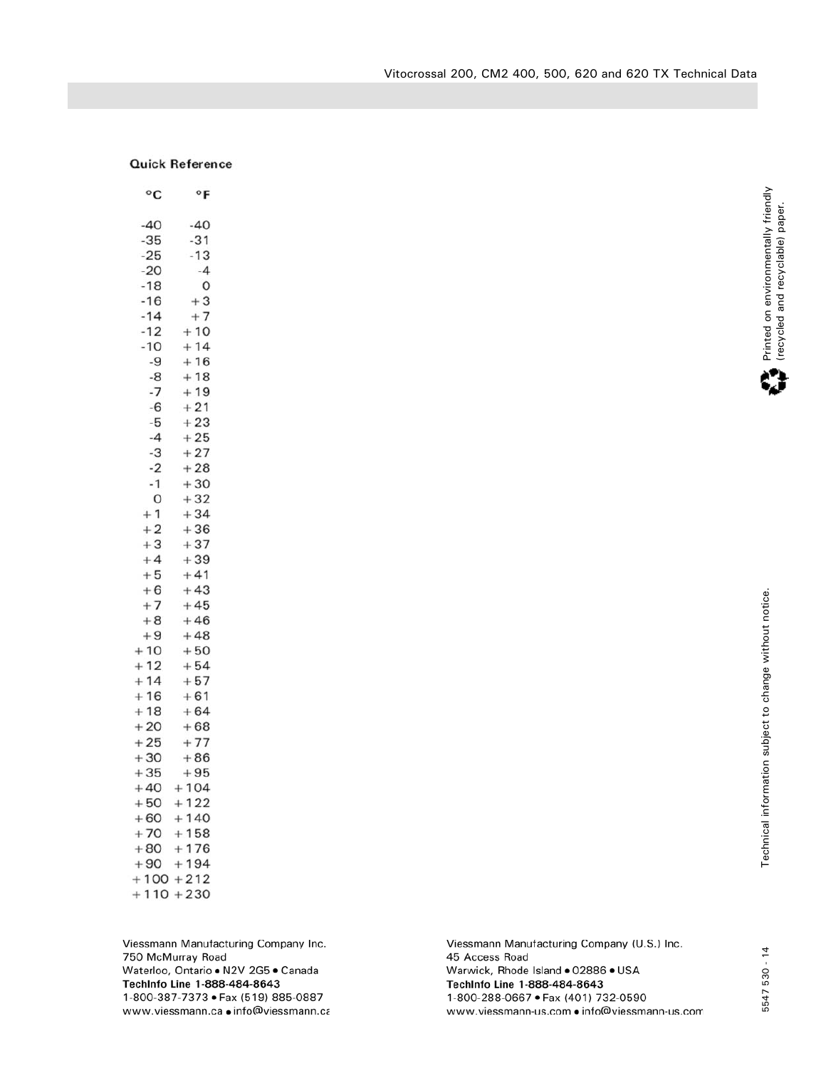**Quick Reference**

| °C | °F |
|---|---|
| -40 | -40 |
| -35 | -31 |
| -25 | -13 |
| -20 | -4 |
| -18 | 0 |
| -16 | +3 |
| -14 | +7 |
| -12 | +10 |
| -10 | +14 |
| -9 | +16 |
| -8 | +18 |
| -7 | +19 |
| -6 | +21 |
| -5 | +23 |
| -4 | +25 |
| -3 | +27 |
| -2 | +28 |
| -1 | +30 |
| 0 | +32 |
| +1 | +34 |
| +2 | +36 |
| +3 | +37 |
| +4 | +39 |
| +5 | +41 |
| +6 | +43 |
| +7 | +45 |
| +8 | +46 |
| +9 | +48 |
| +10 | +50 |
| +12 | +54 |
| +14 | +57 |
| +16 | +61 |
| +18 | +64 |
| +20 | +68 |
| +25 | +77 |
| +30 | +86 |
| +35 | +95 |
| +40 | +104 |
| +50 | +122 |
| +60 | +140 |
| +70 | +158 |
| +80 | +176 |
| +90 | +194 |
| +100 | +212 |
| +110 | +230 |

Viessmann Manufacturing Company Inc.
750 McMurray Road
Waterloo, Ontario • N2V 2G5 • Canada
**TechInfo Line 1-888-484-8643**
1-800-387-7373 • Fax (519) 885-0887
www.viessmann.ca • info@viessmann.ca

Viessmann Manufacturing Company (U.S.) Inc.
45 Access Road
Warwick, Rhode Island • 02886 • USA
**TechInfo Line 1-888-484-8643**
1-800-288-0667 • Fax (401) 732-0590
www.viessmann-us.com • info@viessmann-us.com

Printed on environmentally friendly (recycled and recyclable) paper.

Technical information subject to change without notice.

5547 530 - 14